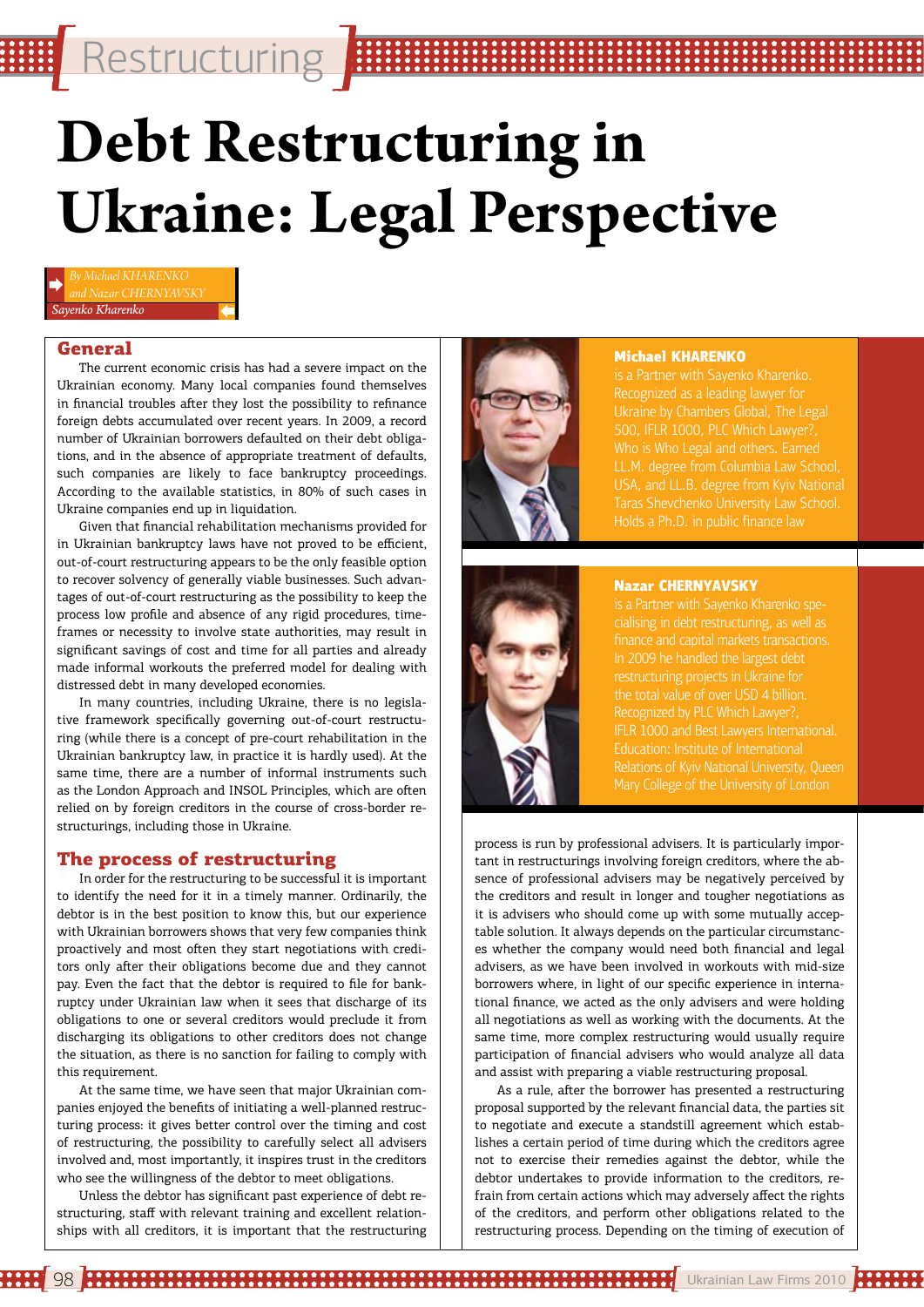# Debt Restructuring in Ukraine: Legal Perspective

*By Michael KHARENKO and Nazar CHERNYAVSKY*
*Sayenko Kharenko*

**Michael KHARENKO**
is a Partner with Sayenko Kharenko. Recognized as a leading lawyer for Ukraine by Chambers Global, The Legal 500, IFLR 1000, PLC Which Lawyer?, Who is Who Legal and others. Earned LL.M. degree from Columbia Law School, USA, and LL.B. degree from Kyiv National Taras Shevchenko University Law School. Holds a Ph.D. in public finance law

**Nazar CHERNYAVSKY**
is a Partner with Sayenko Kharenko specialising in debt restructuring, as well as finance and capital markets transactions. In 2009 he handled the largest debt restructuring projects in Ukraine for the total value of over USD 4 billion. Recognized by PLC Which Lawyer?, IFLR 1000 and Best Lawyers International. Education: Institute of International Relations of Kyiv National University, Queen Mary College of the University of London

## General

The current economic crisis has had a severe impact on the Ukrainian economy. Many local companies found themselves in financial troubles after they lost the possibility to refinance foreign debts accumulated over recent years. In 2009, a record number of Ukrainian borrowers defaulted on their debt obligations, and in the absence of appropriate treatment of defaults, such companies are likely to face bankruptcy proceedings. According to the available statistics, in 80% of such cases in Ukraine companies end up in liquidation.

Given that financial rehabilitation mechanisms provided for in Ukrainian bankruptcy laws have not proved to be efficient, out-of-court restructuring appears to be the only feasible option to recover solvency of generally viable businesses. Such advantages of out-of-court restructuring as the possibility to keep the process low profile and absence of any rigid procedures, timeframes or necessity to involve state authorities, may result in significant savings of cost and time for all parties and already made informal workouts the preferred model for dealing with distressed debt in many developed economies.

In many countries, including Ukraine, there is no legislative framework specifically governing out-of-court restructuring (while there is a concept of pre-court rehabilitation in the Ukrainian bankruptcy law, in practice it is hardly used). At the same time, there are a number of informal instruments such as the London Approach and INSOL Principles, which are often relied on by foreign creditors in the course of cross-border restructurings, including those in Ukraine.

## The process of restructuring

In order for the restructuring to be successful it is important to identify the need for it in a timely manner. Ordinarily, the debtor is in the best position to know this, but our experience with Ukrainian borrowers shows that very few companies think proactively and most often they start negotiations with creditors only after their obligations become due and they cannot pay. Even the fact that the debtor is required to file for bankruptcy under Ukrainian law when it sees that discharge of its obligations to one or several creditors would preclude it from discharging its obligations to other creditors does not change the situation, as there is no sanction for failing to comply with this requirement.

At the same time, we have seen that major Ukrainian companies enjoyed the benefits of initiating a well-planned restructuring process: it gives better control over the timing and cost of restructuring, the possibility to carefully select all advisers involved and, most importantly, it inspires trust in the creditors who see the willingness of the debtor to meet obligations.

Unless the debtor has significant past experience of debt restructuring, staff with relevant training and excellent relationships with all creditors, it is important that the restructuring process is run by professional advisers. It is particularly important in restructurings involving foreign creditors, where the absence of professional advisers may be negatively perceived by the creditors and result in longer and tougher negotiations as it is advisers who should come up with some mutually acceptable solution. It always depends on the particular circumstances whether the company would need both financial and legal advisers, as we have been involved in workouts with mid-size borrowers where, in light of our specific experience in international finance, we acted as the only advisers and were holding all negotiations as well as working with the documents. At the same time, more complex restructuring would usually require participation of financial advisers who would analyze all data and assist with preparing a viable restructuring proposal.

As a rule, after the borrower has presented a restructuring proposal supported by the relevant financial data, the parties sit to negotiate and execute a standstill agreement which establishes a certain period of time during which the creditors agree not to exercise their remedies against the debtor, while the debtor undertakes to provide information to the creditors, refrain from certain actions which may adversely affect the rights of the creditors, and perform other obligations related to the restructuring process. Depending on the timing of execution of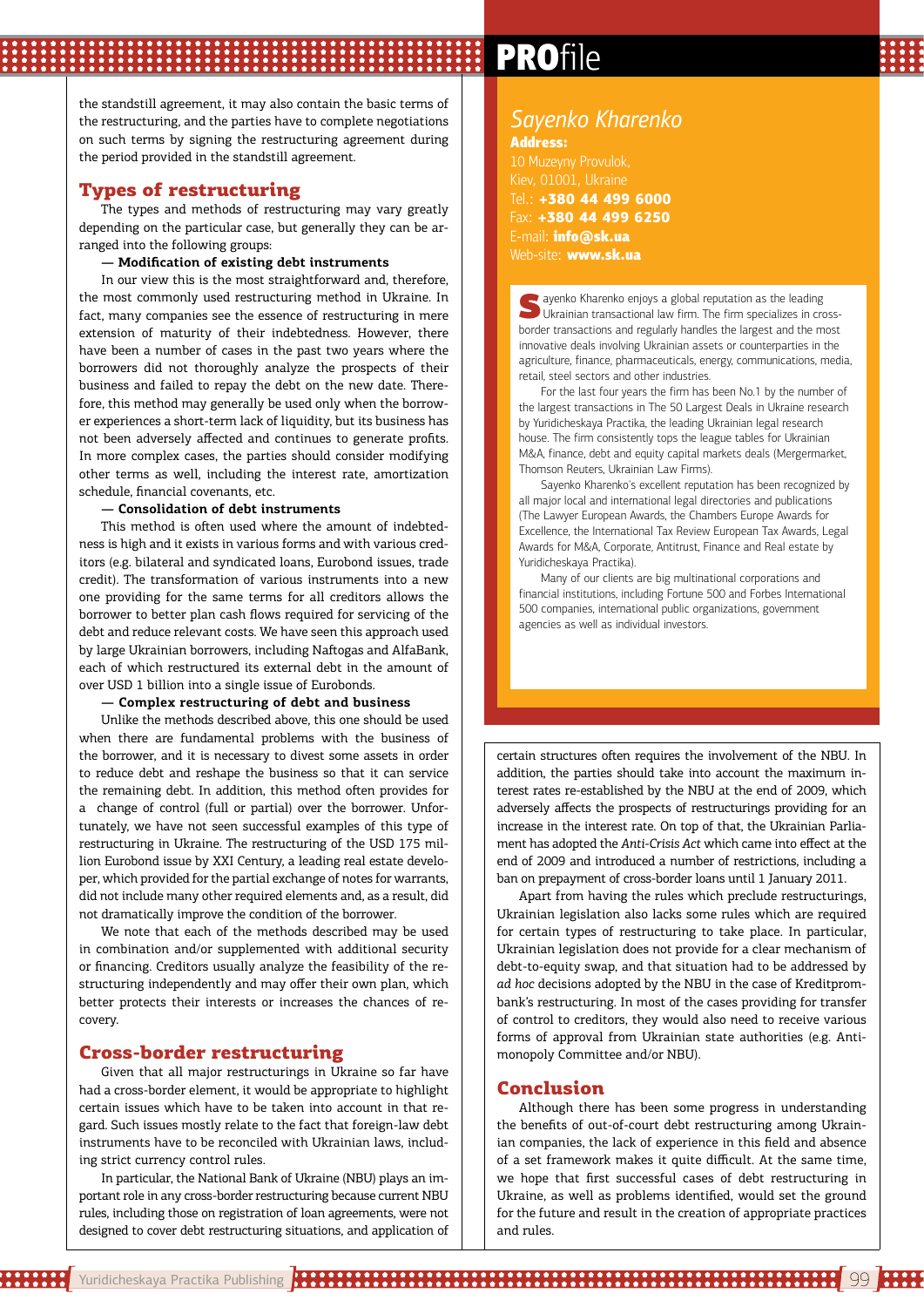the standstill agreement, it may also contain the basic terms of the restructuring, and the parties have to complete negotiations on such terms by signing the restructuring agreement during the period provided in the standstill agreement.

## Types of restructuring

The types and methods of restructuring may vary greatly depending on the particular case, but generally they can be arranged into the following groups:

**— Modification of existing debt instruments**

In our view this is the most straightforward and, therefore, the most commonly used restructuring method in Ukraine. In fact, many companies see the essence of restructuring in mere extension of maturity of their indebtedness. However, there have been a number of cases in the past two years where the borrowers did not thoroughly analyze the prospects of their business and failed to repay the debt on the new date. Therefore, this method may generally be used only when the borrower experiences a short-term lack of liquidity, but its business has not been adversely affected and continues to generate profits. In more complex cases, the parties should consider modifying other terms as well, including the interest rate, amortization schedule, financial covenants, etc.

**— Consolidation of debt instruments**

This method is often used where the amount of indebtedness is high and it exists in various forms and with various creditors (e.g. bilateral and syndicated loans, Eurobond issues, trade credit). The transformation of various instruments into a new one providing for the same terms for all creditors allows the borrower to better plan cash flows required for servicing of the debt and reduce relevant costs. We have seen this approach used by large Ukrainian borrowers, including Naftogas and AlfaBank, each of which restructured its external debt in the amount of over USD 1 billion into a single issue of Eurobonds.

**— Complex restructuring of debt and business**

Unlike the methods described above, this one should be used when there are fundamental problems with the business of the borrower, and it is necessary to divest some assets in order to reduce debt and reshape the business so that it can service the remaining debt. In addition, this method often provides for a change of control (full or partial) over the borrower. Unfortunately, we have not seen successful examples of this type of restructuring in Ukraine. The restructuring of the USD 175 million Eurobond issue by XXI Century, a leading real estate developer, which provided for the partial exchange of notes for warrants, did not include many other required elements and, as a result, did not dramatically improve the condition of the borrower.

We note that each of the methods described may be used in combination and/or supplemented with additional security or financing. Creditors usually analyze the feasibility of the restructuring independently and may offer their own plan, which better protects their interests or increases the chances of recovery.

## Cross-border restructuring

Given that all major restructurings in Ukraine so far have had a cross-border element, it would be appropriate to highlight certain issues which have to be taken into account in that regard. Such issues mostly relate to the fact that foreign-law debt instruments have to be reconciled with Ukrainian laws, including strict currency control rules.

In particular, the National Bank of Ukraine (NBU) plays an important role in any cross-border restructuring because current NBU rules, including those on registration of loan agreements, were not designed to cover debt restructuring situations, and application of certain structures often requires the involvement of the NBU. In addition, the parties should take into account the maximum interest rates re-established by the NBU at the end of 2009, which adversely affects the prospects of restructurings providing for an increase in the interest rate. On top of that, the Ukrainian Parliament has adopted the *Anti-Crisis Act* which came into effect at the end of 2009 and introduced a number of restrictions, including a ban on prepayment of cross-border loans until 1 January 2011.

Apart from having the rules which preclude restructurings, Ukrainian legislation also lacks some rules which are required for certain types of restructuring to take place. In particular, Ukrainian legislation does not provide for a clear mechanism of debt-to-equity swap, and that situation had to be addressed by *ad hoc* decisions adopted by the NBU in the case of Kreditprombank's restructuring. In most of the cases providing for transfer of control to creditors, they would also need to receive various forms of approval from Ukrainian state authorities (e.g. Antimonopoly Committee and/or NBU).

## Conclusion

Although there has been some progress in understanding the benefits of out-of-court debt restructuring among Ukrainian companies, the lack of experience in this field and absence of a set framework makes it quite difficult. At the same time, we hope that first successful cases of debt restructuring in Ukraine, as well as problems identified, would set the ground for the future and result in the creation of appropriate practices and rules.

---

# PROfile

## Sayenko Kharenko

**Address:**
10 Muzeyny Provulok,
Kiev, 01001, Ukraine
Tel.: **+380 44 499 6000**
Fax: **+380 44 499 6250**
E-mail: **info@sk.ua**
Web-site: **www.sk.ua**

Sayenko Kharenko enjoys a global reputation as the leading Ukrainian transactional law firm. The firm specializes in cross-border transactions and regularly handles the largest and the most innovative deals involving Ukrainian assets or counterparties in the agriculture, finance, pharmaceuticals, energy, communications, media, retail, steel sectors and other industries.

For the last four years the firm has been No.1 by the number of the largest transactions in The 50 Largest Deals in Ukraine research by Yuridicheskaya Practika, the leading Ukrainian legal research house. The firm consistently tops the league tables for Ukrainian M&A, finance, debt and equity capital markets deals (Mergermarket, Thomson Reuters, Ukrainian Law Firms).

Sayenko Kharenko's excellent reputation has been recognized by all major local and international legal directories and publications (The Lawyer European Awards, the Chambers Europe Awards for Excellence, the International Tax Review European Tax Awards, Legal Awards for M&A, Corporate, Antitrust, Finance and Real estate by Yuridicheskaya Practika).

Many of our clients are big multinational corporations and financial institutions, including Fortune 500 and Forbes International 500 companies, international public organizations, government agencies as well as individual investors.